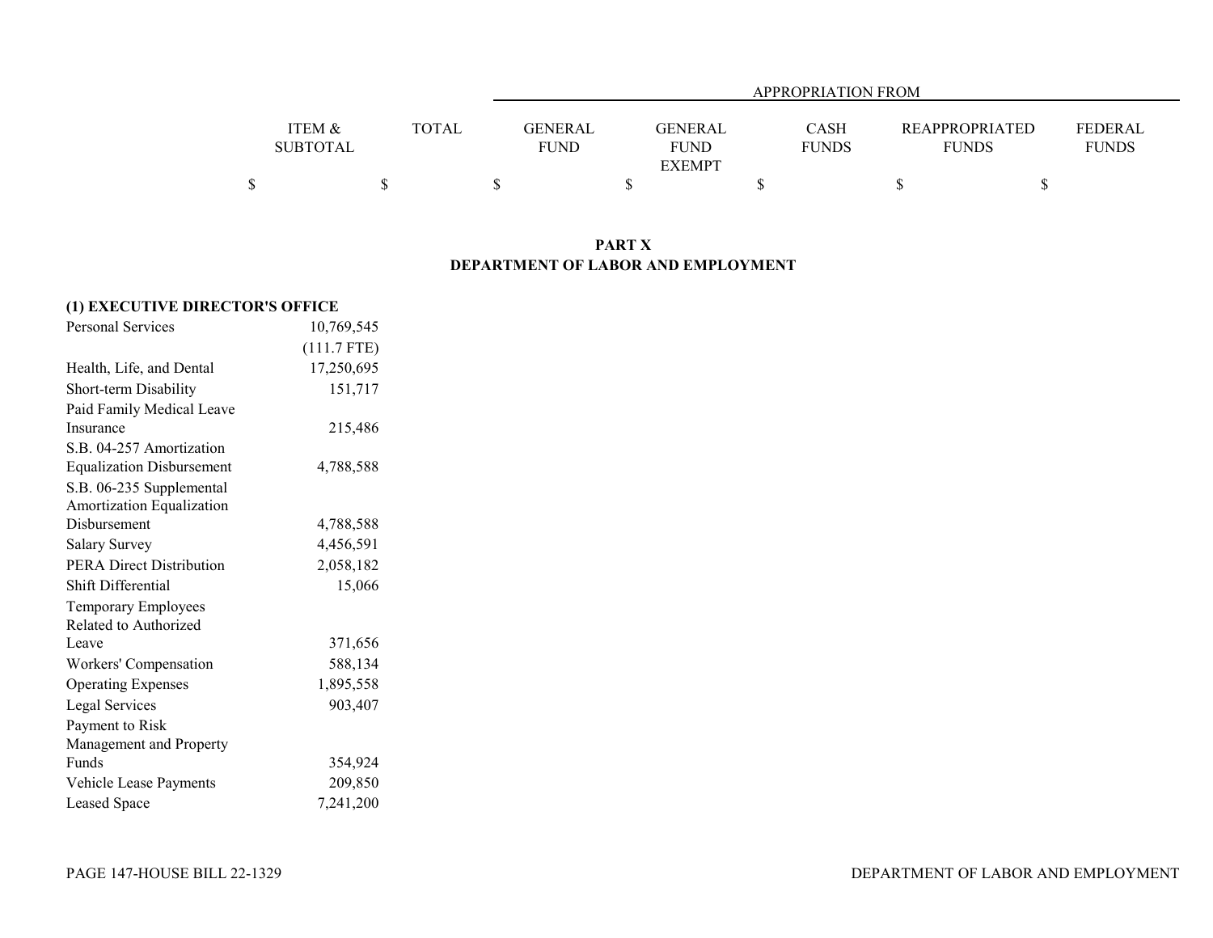| | ITEM & SUBTOTAL | TOTAL | APPROPRIATION FROM | | | | |
|---|---|---|---|---|---|---|---|
| | | | GENERAL FUND | GENERAL FUND EXEMPT | CASH FUNDS | REAPPROPRIATED FUNDS | FEDERAL FUNDS |
| | $ | $ | $ | $ | $ | $ | $ |

## PART X
## DEPARTMENT OF LABOR AND EMPLOYMENT

| | ITEM & SUBTOTAL | TOTAL | GENERAL FUND | GENERAL FUND EXEMPT | CASH FUNDS | REAPPROPRIATED FUNDS | FEDERAL FUNDS |
|---|---|---|---|---|---|---|---|
| **(1) EXECUTIVE DIRECTOR'S OFFICE** | | | | | | | |
| Personal Services | 10,769,545 | | | | | | |
| | (111.7 FTE) | | | | | | |
| Health, Life, and Dental | 17,250,695 | | | | | | |
| Short-term Disability | 151,717 | | | | | | |
| Paid Family Medical Leave Insurance | 215,486 | | | | | | |
| S.B. 04-257 Amortization Equalization Disbursement | 4,788,588 | | | | | | |
| S.B. 06-235 Supplemental Amortization Equalization Disbursement | 4,788,588 | | | | | | |
| Salary Survey | 4,456,591 | | | | | | |
| PERA Direct Distribution | 2,058,182 | | | | | | |
| Shift Differential | 15,066 | | | | | | |
| Temporary Employees Related to Authorized Leave | 371,656 | | | | | | |
| Workers' Compensation | 588,134 | | | | | | |
| Operating Expenses | 1,895,558 | | | | | | |
| Legal Services | 903,407 | | | | | | |
| Payment to Risk Management and Property Funds | 354,924 | | | | | | |
| Vehicle Lease Payments | 209,850 | | | | | | |
| Leased Space | 7,241,200 | | | | | | |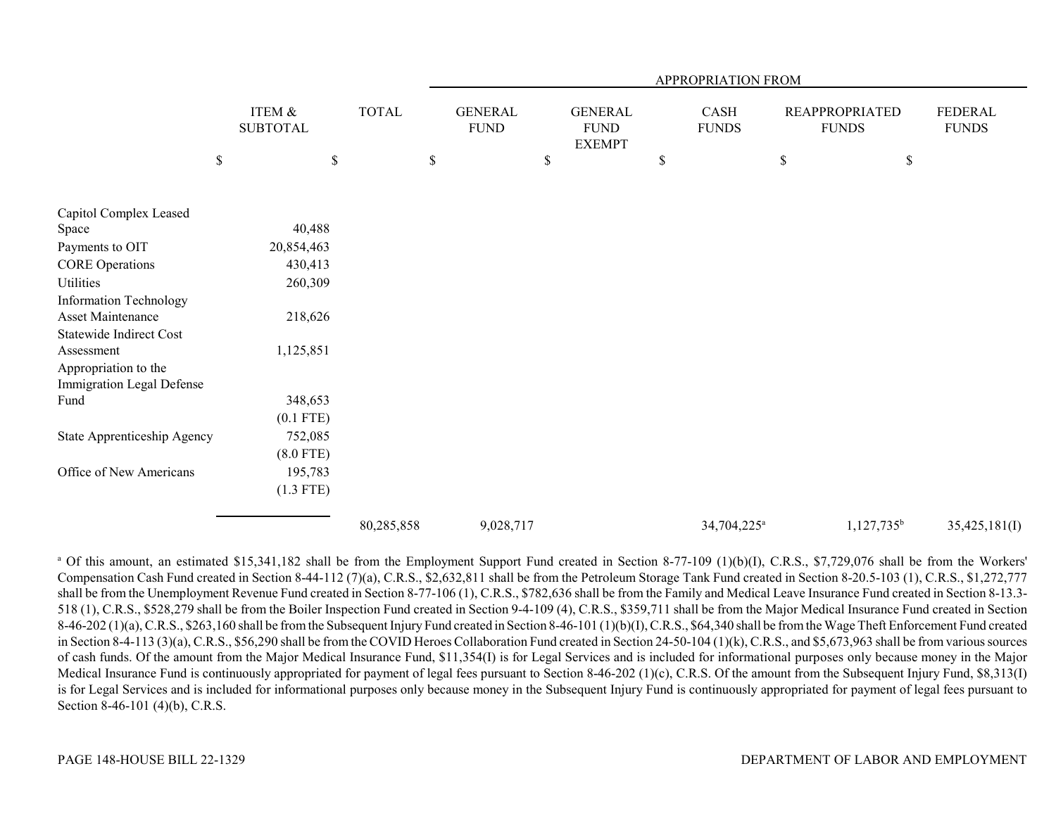| | ITEM & SUBTOTAL | TOTAL | APPROPRIATION FROM GENERAL FUND | GENERAL FUND EXEMPT | CASH FUNDS | REAPPROPRIATED FUNDS | FEDERAL FUNDS |
|---|---|---|---|---|---|---|---|
| | $ | $ | $ | $ | $ | $ | $ |
| Capitol Complex Leased Space | 40,488 | | | | | | |
| Payments to OIT | 20,854,463 | | | | | | |
| CORE Operations | 430,413 | | | | | | |
| Utilities | 260,309 | | | | | | |
| Information Technology Asset Maintenance | 218,626 | | | | | | |
| Statewide Indirect Cost Assessment | 1,125,851 | | | | | | |
| Appropriation to the Immigration Legal Defense Fund | 348,653 (0.1 FTE) | | | | | | |
| State Apprenticeship Agency | 752,085 (8.0 FTE) | | | | | | |
| Office of New Americans | 195,783 (1.3 FTE) | | | | | | |
| | | 80,285,858 | 9,028,717 | | 34,704,225[a] | 1,127,735[b] | 35,425,181(I) |

[a] Of this amount, an estimated $15,341,182 shall be from the Employment Support Fund created in Section 8-77-109 (1)(b)(I), C.R.S., $7,729,076 shall be from the Workers' Compensation Cash Fund created in Section 8-44-112 (7)(a), C.R.S., $2,632,811 shall be from the Petroleum Storage Tank Fund created in Section 8-20.5-103 (1), C.R.S., $1,272,777 shall be from the Unemployment Revenue Fund created in Section 8-77-106 (1), C.R.S., $782,636 shall be from the Family and Medical Leave Insurance Fund created in Section 8-13.3-518 (1), C.R.S., $528,279 shall be from the Boiler Inspection Fund created in Section 9-4-109 (4), C.R.S., $359,711 shall be from the Major Medical Insurance Fund created in Section 8-46-202 (1)(a), C.R.S., $263,160 shall be from the Subsequent Injury Fund created in Section 8-46-101 (1)(b)(I), C.R.S., $64,340 shall be from the Wage Theft Enforcement Fund created in Section 8-4-113 (3)(a), C.R.S., $56,290 shall be from the COVID Heroes Collaboration Fund created in Section 24-50-104 (1)(k), C.R.S., and $5,673,963 shall be from various sources of cash funds. Of the amount from the Major Medical Insurance Fund, $11,354(I) is for Legal Services and is included for informational purposes only because money in the Major Medical Insurance Fund is continuously appropriated for payment of legal fees pursuant to Section 8-46-202 (1)(c), C.R.S. Of the amount from the Subsequent Injury Fund, $8,313(I) is for Legal Services and is included for informational purposes only because money in the Subsequent Injury Fund is continuously appropriated for payment of legal fees pursuant to Section 8-46-101 (4)(b), C.R.S.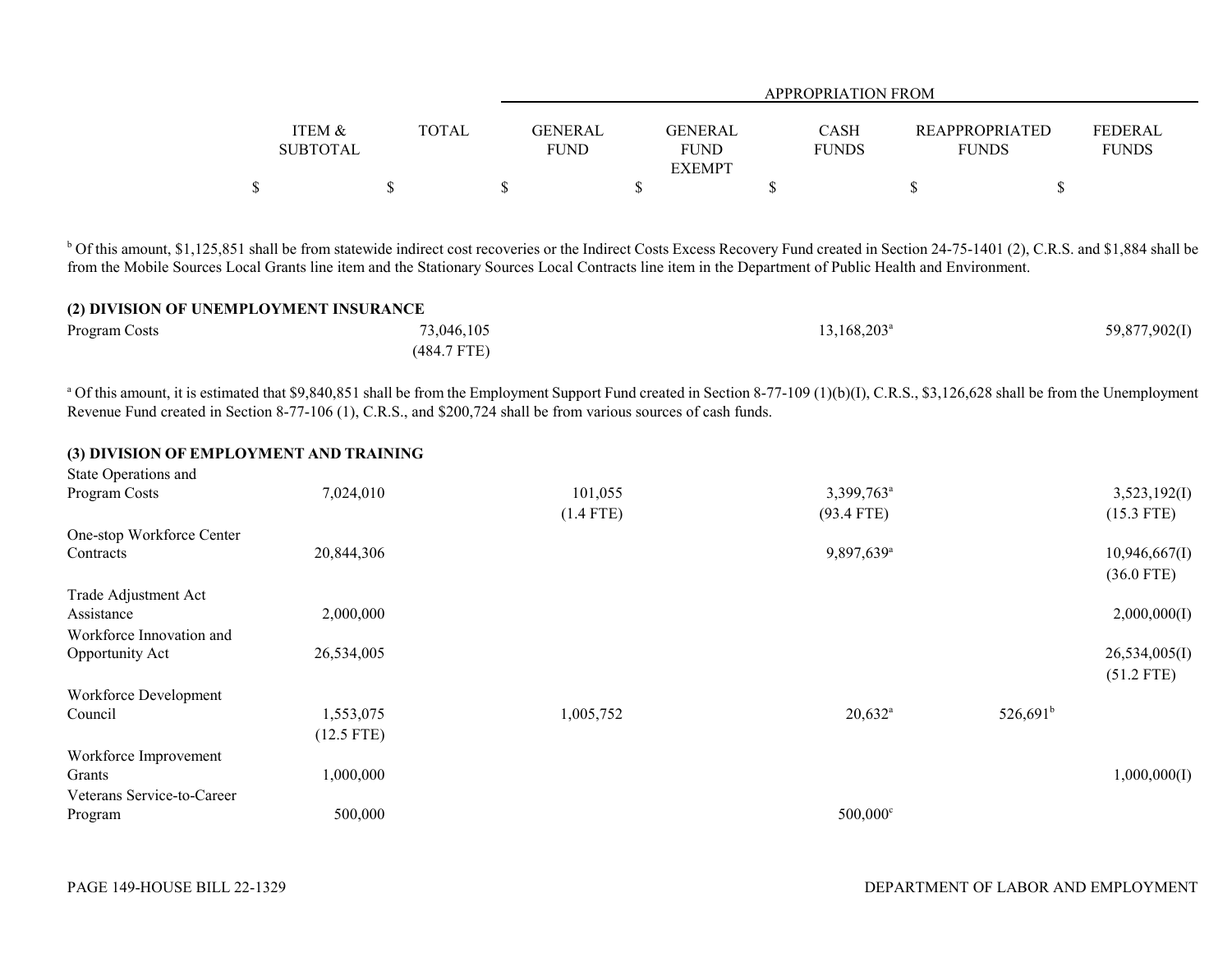| | ITEM & SUBTOTAL | TOTAL | APPROPRIATION FROM GENERAL FUND | GENERAL FUND EXEMPT | CASH FUNDS | REAPPROPRIATED FUNDS | FEDERAL FUNDS |
|---|---|---|---|---|---|---|---|
| | $ | $ | $ | $ | $ | $ | $ |

[b] Of this amount, $1,125,851 shall be from statewide indirect cost recoveries or the Indirect Costs Excess Recovery Fund created in Section 24-75-1401 (2), C.R.S. and $1,884 shall be from the Mobile Sources Local Grants line item and the Stationary Sources Local Contracts line item in the Department of Public Health and Environment.

**(2) DIVISION OF UNEMPLOYMENT INSURANCE**

| | ITEM & SUBTOTAL | TOTAL | GENERAL FUND | GENERAL FUND EXEMPT | CASH FUNDS | REAPPROPRIATED FUNDS | FEDERAL FUNDS |
|---|---|---|---|---|---|---|---|
| Program Costs | | 73,046,105 (484.7 FTE) | | | 13,168,203[a] | | 59,877,902(I) |

[a] Of this amount, it is estimated that $9,840,851 shall be from the Employment Support Fund created in Section 8-77-109 (1)(b)(I), C.R.S., $3,126,628 shall be from the Unemployment Revenue Fund created in Section 8-77-106 (1), C.R.S., and $200,724 shall be from various sources of cash funds.

**(3) DIVISION OF EMPLOYMENT AND TRAINING**

| | ITEM & SUBTOTAL | TOTAL | GENERAL FUND | GENERAL FUND EXEMPT | CASH FUNDS | REAPPROPRIATED FUNDS | FEDERAL FUNDS |
|---|---|---|---|---|---|---|---|
| State Operations and Program Costs | 7,024,010 | | 101,055 (1.4 FTE) | | 3,399,763[a] (93.4 FTE) | | 3,523,192(I) (15.3 FTE) |
| One-stop Workforce Center Contracts | 20,844,306 | | | | 9,897,639[a] | | 10,946,667(I) (36.0 FTE) |
| Trade Adjustment Act Assistance | 2,000,000 | | | | | | 2,000,000(I) |
| Workforce Innovation and Opportunity Act | 26,534,005 | | | | | | 26,534,005(I) (51.2 FTE) |
| Workforce Development Council | 1,553,075 (12.5 FTE) | | 1,005,752 | | 20,632[a] | 526,691[b] | |
| Workforce Improvement Grants | 1,000,000 | | | | | | 1,000,000(I) |
| Veterans Service-to-Career Program | 500,000 | | | | 500,000[c] | | |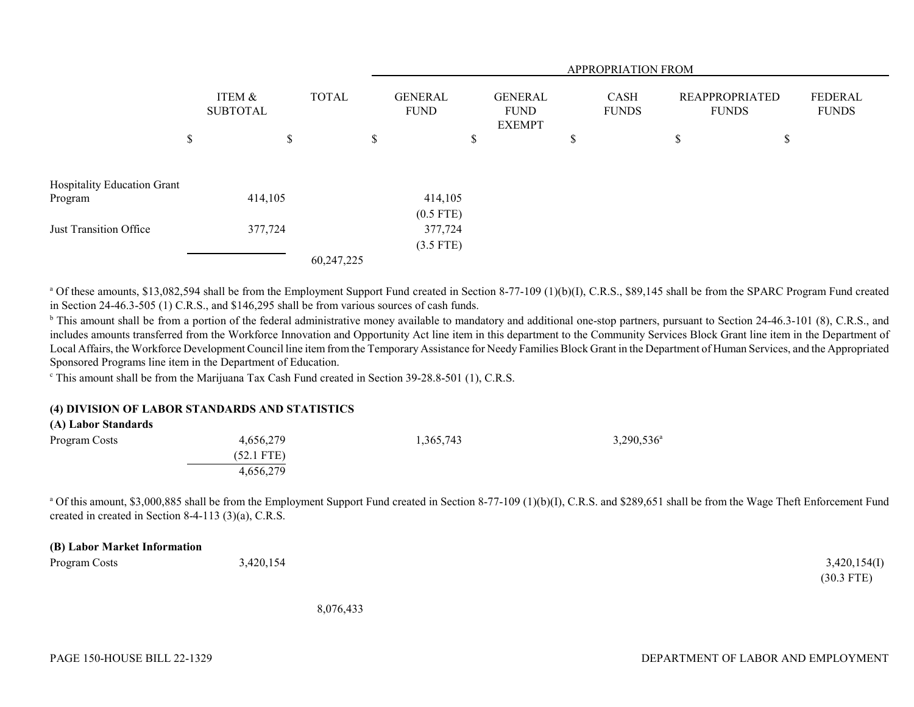| | ITEM & SUBTOTAL | TOTAL | APPROPRIATION FROM GENERAL FUND | GENERAL FUND EXEMPT | CASH FUNDS | REAPPROPRIATED FUNDS | FEDERAL FUNDS |
|---|---|---|---|---|---|---|---|
| | $ | $ | $ | $ | $ | $ | $ |
| Hospitality Education Grant Program | 414,105 | | 414,105 (0.5 FTE) | | | | |
| Just Transition Office | 377,724 | | 377,724 (3.5 FTE) | | | | |
| | | 60,247,225 | | | | | |

[a] Of these amounts, $13,082,594 shall be from the Employment Support Fund created in Section 8-77-109 (1)(b)(I), C.R.S., $89,145 shall be from the SPARC Program Fund created in Section 24-46.3-505 (1) C.R.S., and $146,295 shall be from various sources of cash funds.

[b] This amount shall be from a portion of the federal administrative money available to mandatory and additional one-stop partners, pursuant to Section 24-46.3-101 (8), C.R.S., and includes amounts transferred from the Workforce Innovation and Opportunity Act line item in this department to the Community Services Block Grant line item in the Department of Local Affairs, the Workforce Development Council line item from the Temporary Assistance for Needy Families Block Grant in the Department of Human Services, and the Appropriated Sponsored Programs line item in the Department of Education.

[c] This amount shall be from the Marijuana Tax Cash Fund created in Section 39-28.8-501 (1), C.R.S.

**(4) DIVISION OF LABOR STANDARDS AND STATISTICS**

**(A) Labor Standards**

| | ITEM & SUBTOTAL | TOTAL | GENERAL FUND | GENERAL FUND EXEMPT | CASH FUNDS | REAPPROPRIATED FUNDS | FEDERAL FUNDS |
|---|---|---|---|---|---|---|---|
| Program Costs | 4,656,279 (52.1 FTE) | | 1,365,743 | | 3,290,536[a] | | |
| | 4,656,279 | | | | | | |

[a] Of this amount, $3,000,885 shall be from the Employment Support Fund created in Section 8-77-109 (1)(b)(I), C.R.S. and $289,651 shall be from the Wage Theft Enforcement Fund created in created in Section 8-4-113 (3)(a), C.R.S.

**(B) Labor Market Information**

| | ITEM & SUBTOTAL | TOTAL | GENERAL FUND | GENERAL FUND EXEMPT | CASH FUNDS | REAPPROPRIATED FUNDS | FEDERAL FUNDS |
|---|---|---|---|---|---|---|---|
| Program Costs | 3,420,154 | | | | | | 3,420,154(I) (30.3 FTE) |
| | | 8,076,433 | | | | | |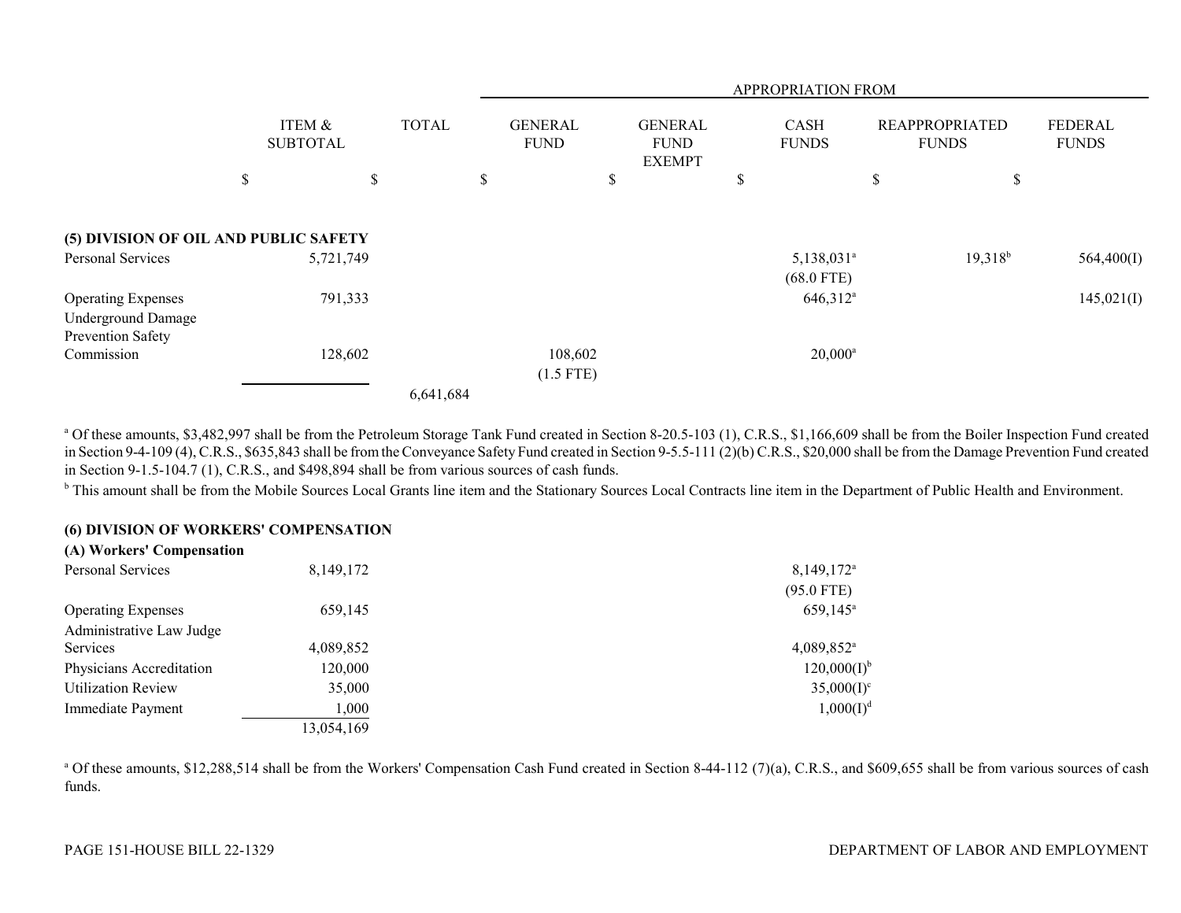| | ITEM & SUBTOTAL | TOTAL | APPROPRIATION FROM | | | | |
|---|---|---|---|---|---|---|---|
| | | | GENERAL FUND | GENERAL FUND EXEMPT | CASH FUNDS | REAPPROPRIATED FUNDS | FEDERAL FUNDS |
| | $ | $ | $ | $ | $ | $ | $ |
| **(5) DIVISION OF OIL AND PUBLIC SAFETY** | | | | | | | |
| Personal Services | 5,721,749 | | | | 5,138,031[a] (68.0 FTE) | 19,318[b] | 564,400(I) |
| Operating Expenses | 791,333 | | | | 646,312[a] | | 145,021(I) |
| Underground Damage Prevention Safety Commission | 128,602 | | 108,602 (1.5 FTE) | | 20,000[a] | | |
| | | 6,641,684 | | | | | |

[a] Of these amounts, $3,482,997 shall be from the Petroleum Storage Tank Fund created in Section 8-20.5-103 (1), C.R.S., $1,166,609 shall be from the Boiler Inspection Fund created in Section 9-4-109 (4), C.R.S., $635,843 shall be from the Conveyance Safety Fund created in Section 9-5.5-111 (2)(b) C.R.S., $20,000 shall be from the Damage Prevention Fund created in Section 9-1.5-104.7 (1), C.R.S., and $498,894 shall be from various sources of cash funds.

[b] This amount shall be from the Mobile Sources Local Grants line item and the Stationary Sources Local Contracts line item in the Department of Public Health and Environment.

| | ITEM & SUBTOTAL | TOTAL | GENERAL FUND | GENERAL FUND EXEMPT | CASH FUNDS | REAPPROPRIATED FUNDS | FEDERAL FUNDS |
|---|---|---|---|---|---|---|---|
| **(6) DIVISION OF WORKERS' COMPENSATION** | | | | | | | |
| **(A) Workers' Compensation** | | | | | | | |
| Personal Services | 8,149,172 | | | | 8,149,172[a] (95.0 FTE) | | |
| Operating Expenses | 659,145 | | | | 659,145[a] | | |
| Administrative Law Judge Services | 4,089,852 | | | | 4,089,852[a] | | |
| Physicians Accreditation | 120,000 | | | | 120,000(I)[b] | | |
| Utilization Review | 35,000 | | | | 35,000(I)[c] | | |
| Immediate Payment | 1,000 | | | | 1,000(I)[d] | | |
| | 13,054,169 | | | | | | |

[a] Of these amounts, $12,288,514 shall be from the Workers' Compensation Cash Fund created in Section 8-44-112 (7)(a), C.R.S., and $609,655 shall be from various sources of cash funds.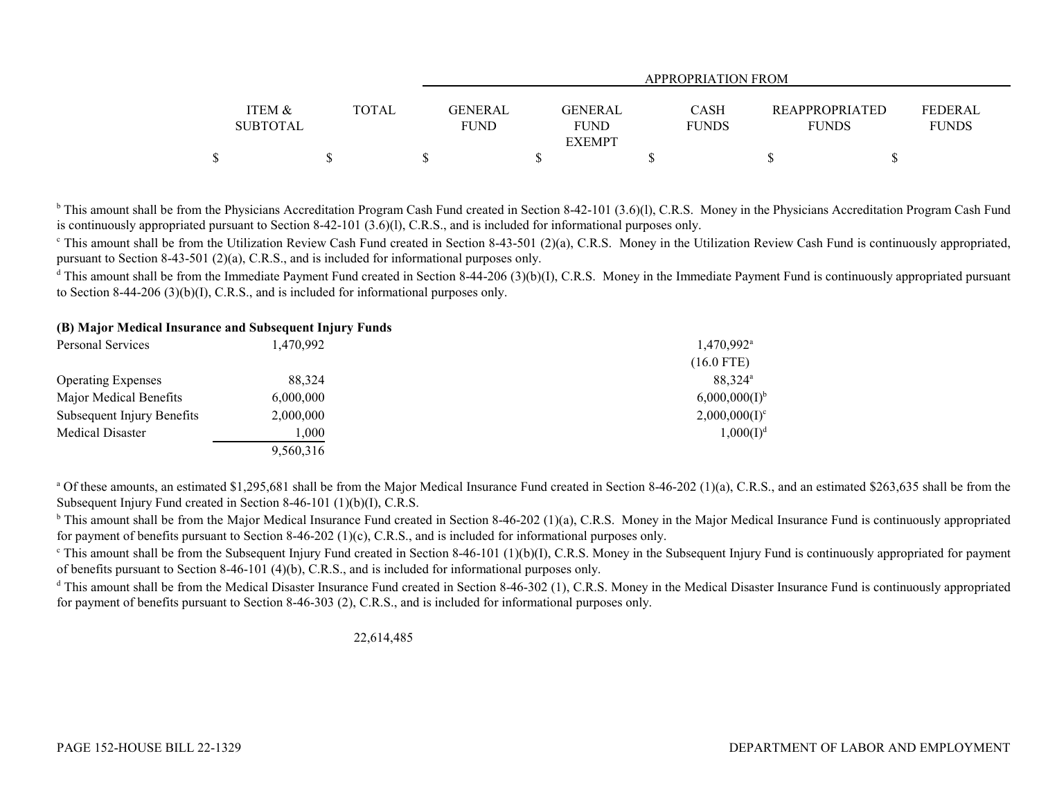| | ITEM & SUBTOTAL | TOTAL | APPROPRIATION FROM GENERAL FUND | GENERAL FUND EXEMPT | CASH FUNDS | REAPPROPRIATED FUNDS | FEDERAL FUNDS |
|---|---|---|---|---|---|---|---|
| | $ | $ | $ | $ | $ | $ | $ |

[b] This amount shall be from the Physicians Accreditation Program Cash Fund created in Section 8-42-101 (3.6)(l), C.R.S. Money in the Physicians Accreditation Program Cash Fund is continuously appropriated pursuant to Section 8-42-101 (3.6)(l), C.R.S., and is included for informational purposes only.

[c] This amount shall be from the Utilization Review Cash Fund created in Section 8-43-501 (2)(a), C.R.S. Money in the Utilization Review Cash Fund is continuously appropriated, pursuant to Section 8-43-501 (2)(a), C.R.S., and is included for informational purposes only.

[d] This amount shall be from the Immediate Payment Fund created in Section 8-44-206 (3)(b)(I), C.R.S. Money in the Immediate Payment Fund is continuously appropriated pursuant to Section 8-44-206 (3)(b)(I), C.R.S., and is included for informational purposes only.

**(B) Major Medical Insurance and Subsequent Injury Funds**

| | ITEM & SUBTOTAL | TOTAL | GENERAL FUND | GENERAL FUND EXEMPT | CASH FUNDS | REAPPROPRIATED FUNDS | FEDERAL FUNDS |
|---|---|---|---|---|---|---|---|
| Personal Services | 1,470,992 | | | | 1,470,992[a] (16.0 FTE) | | |
| Operating Expenses | 88,324 | | | | 88,324[a] | | |
| Major Medical Benefits | 6,000,000 | | | | 6,000,000(I)[b] | | |
| Subsequent Injury Benefits | 2,000,000 | | | | 2,000,000(I)[c] | | |
| Medical Disaster | 1,000 | | | | 1,000(I)[d] | | |
| | 9,560,316 | | | | | | |

[a] Of these amounts, an estimated $1,295,681 shall be from the Major Medical Insurance Fund created in Section 8-46-202 (1)(a), C.R.S., and an estimated $263,635 shall be from the Subsequent Injury Fund created in Section 8-46-101 (1)(b)(I), C.R.S.

[b] This amount shall be from the Major Medical Insurance Fund created in Section 8-46-202 (1)(a), C.R.S. Money in the Major Medical Insurance Fund is continuously appropriated for payment of benefits pursuant to Section 8-46-202 (1)(c), C.R.S., and is included for informational purposes only.

[c] This amount shall be from the Subsequent Injury Fund created in Section 8-46-101 (1)(b)(I), C.R.S. Money in the Subsequent Injury Fund is continuously appropriated for payment of benefits pursuant to Section 8-46-101 (4)(b), C.R.S., and is included for informational purposes only.

[d] This amount shall be from the Medical Disaster Insurance Fund created in Section 8-46-302 (1), C.R.S. Money in the Medical Disaster Insurance Fund is continuously appropriated for payment of benefits pursuant to Section 8-46-303 (2), C.R.S., and is included for informational purposes only.

| | ITEM & SUBTOTAL | TOTAL | GENERAL FUND | GENERAL FUND EXEMPT | CASH FUNDS | REAPPROPRIATED FUNDS | FEDERAL FUNDS |
|---|---|---|---|---|---|---|---|
| | | 22,614,485 | | | | | |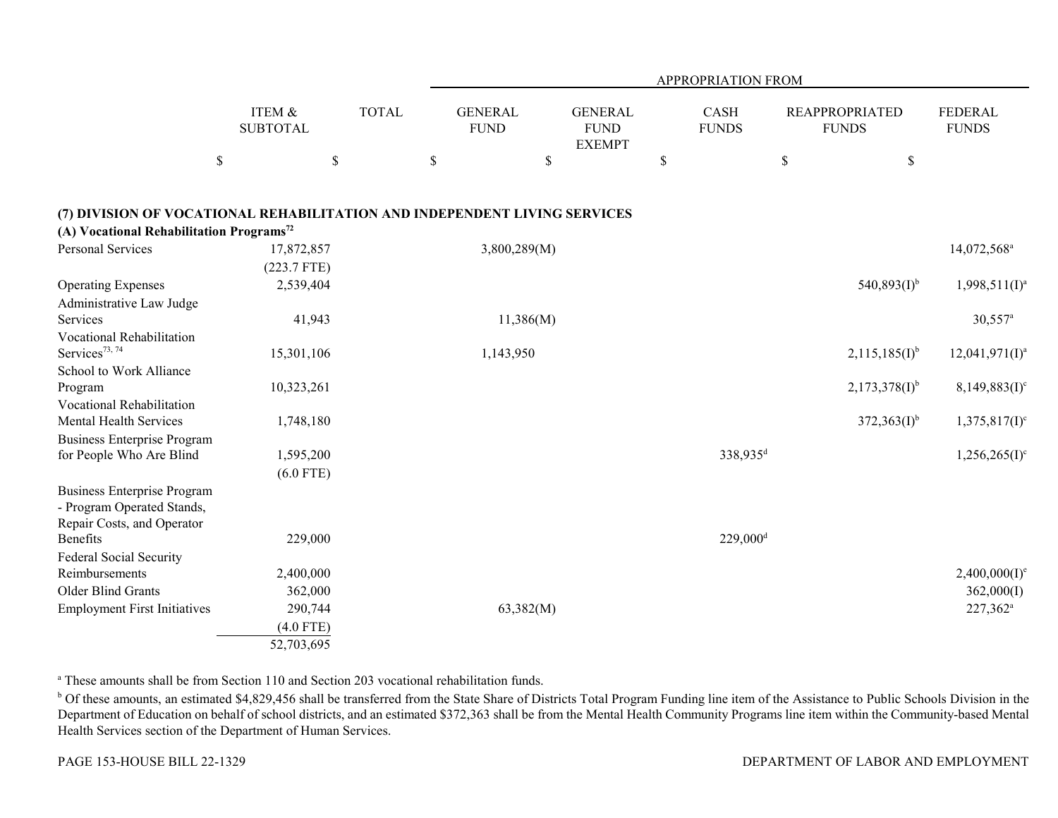| | ITEM & SUBTOTAL | TOTAL | APPROPRIATION FROM | | | | |
|---|---|---|---|---|---|---|---|
| | | | GENERAL FUND | GENERAL FUND EXEMPT | CASH FUNDS | REAPPROPRIATED FUNDS | FEDERAL FUNDS |
| | $ | $ | $ | $ | $ | $ | $ |
| **(7) DIVISION OF VOCATIONAL REHABILITATION AND INDEPENDENT LIVING SERVICES** | | | | | | | |
| **(A) Vocational Rehabilitation Programs**[72] | | | | | | | |
| Personal Services | 17,872,857 | | 3,800,289(M) | | | | 14,072,568[a] |
| | (223.7 FTE) | | | | | | |
| Operating Expenses | 2,539,404 | | | | | 540,893(I)[b] | 1,998,511(I)[a] |
| Administrative Law Judge Services | 41,943 | | 11,386(M) | | | | 30,557[a] |
| Vocational Rehabilitation Services[73, 74] | 15,301,106 | | 1,143,950 | | | 2,115,185(I)[b] | 12,041,971(I)[a] |
| School to Work Alliance Program | 10,323,261 | | | | | 2,173,378(I)[b] | 8,149,883(I)[c] |
| Vocational Rehabilitation Mental Health Services | 1,748,180 | | | | | 372,363(I)[b] | 1,375,817(I)[c] |
| Business Enterprise Program for People Who Are Blind | 1,595,200 | | | | 338,935[d] | | 1,256,265(I)[c] |
| | (6.0 FTE) | | | | | | |
| Business Enterprise Program - Program Operated Stands, Repair Costs, and Operator Benefits | 229,000 | | | | 229,000[d] | | |
| Federal Social Security Reimbursements | 2,400,000 | | | | | | 2,400,000(I)[c] |
| Older Blind Grants | 362,000 | | | | | | 362,000(I) |
| Employment First Initiatives | 290,744 | | 63,382(M) | | | | 227,362[a] |
| | (4.0 FTE) | | | | | | |
| | 52,703,695 | | | | | | |

[a] These amounts shall be from Section 110 and Section 203 vocational rehabilitation funds.

[b] Of these amounts, an estimated $4,829,456 shall be transferred from the State Share of Districts Total Program Funding line item of the Assistance to Public Schools Division in the Department of Education on behalf of school districts, and an estimated $372,363 shall be from the Mental Health Community Programs line item within the Community-based Mental Health Services section of the Department of Human Services.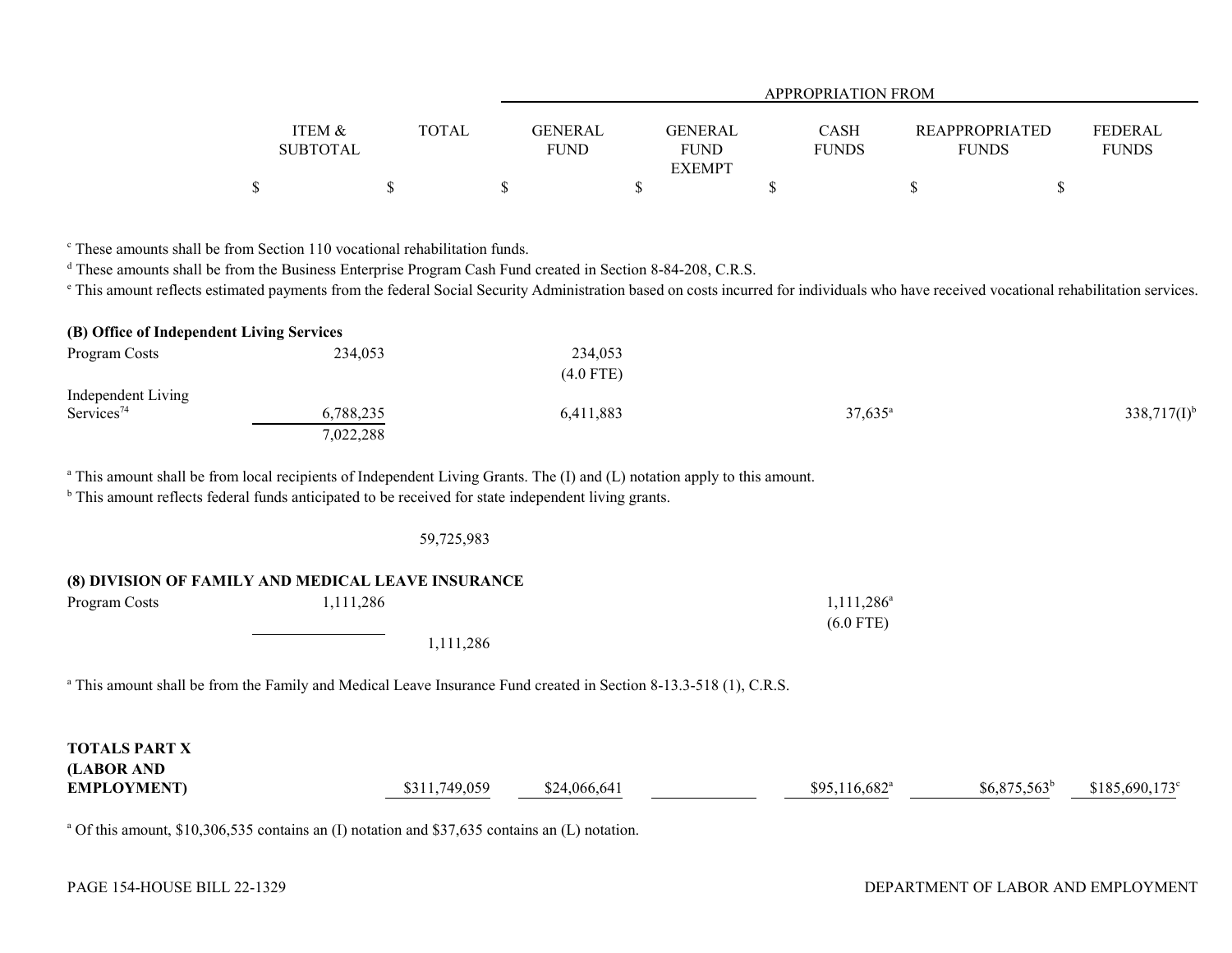| | ITEM & SUBTOTAL | TOTAL | APPROPRIATION FROM GENERAL FUND | GENERAL FUND EXEMPT | CASH FUNDS | REAPPROPRIATED FUNDS | FEDERAL FUNDS |
|---|---|---|---|---|---|---|---|
| | $ | $ | $ | $ | $ | $ | $ |

[c] These amounts shall be from Section 110 vocational rehabilitation funds.

[d] These amounts shall be from the Business Enterprise Program Cash Fund created in Section 8-84-208, C.R.S.

[e] This amount reflects estimated payments from the federal Social Security Administration based on costs incurred for individuals who have received vocational rehabilitation services.

| | ITEM & SUBTOTAL | TOTAL | GENERAL FUND | GENERAL FUND EXEMPT | CASH FUNDS | REAPPROPRIATED FUNDS | FEDERAL FUNDS |
|---|---|---|---|---|---|---|---|
| **(B) Office of Independent Living Services** | | | | | | | |
| Program Costs | 234,053 | | 234,053 (4.0 FTE) | | | | |
| Independent Living Services[74] | 6,788,235 | | 6,411,883 | | 37,635[a] | | 338,717(I)[b] |
| | 7,022,288 | | | | | | |

[a] This amount shall be from local recipients of Independent Living Grants. The (I) and (L) notation apply to this amount.

[b] This amount reflects federal funds anticipated to be received for state independent living grants.

| | ITEM & SUBTOTAL | TOTAL | GENERAL FUND | GENERAL FUND EXEMPT | CASH FUNDS | REAPPROPRIATED FUNDS | FEDERAL FUNDS |
|---|---|---|---|---|---|---|---|
| | | 59,725,983 | | | | | |
| **(8) DIVISION OF FAMILY AND MEDICAL LEAVE INSURANCE** | | | | | | | |
| Program Costs | 1,111,286 | | | | 1,111,286[a] (6.0 FTE) | | |
| | | 1,111,286 | | | | | |

[a] This amount shall be from the Family and Medical Leave Insurance Fund created in Section 8-13.3-518 (1), C.R.S.

| | ITEM & SUBTOTAL | TOTAL | GENERAL FUND | GENERAL FUND EXEMPT | CASH FUNDS | REAPPROPRIATED FUNDS | FEDERAL FUNDS |
|---|---|---|---|---|---|---|---|
| **TOTALS PART X (LABOR AND EMPLOYMENT)** | | $311,749,059 | $24,066,641 | | $95,116,682[a] | $6,875,563[b] | $185,690,173[c] |

[a] Of this amount, $10,306,535 contains an (I) notation and $37,635 contains an (L) notation.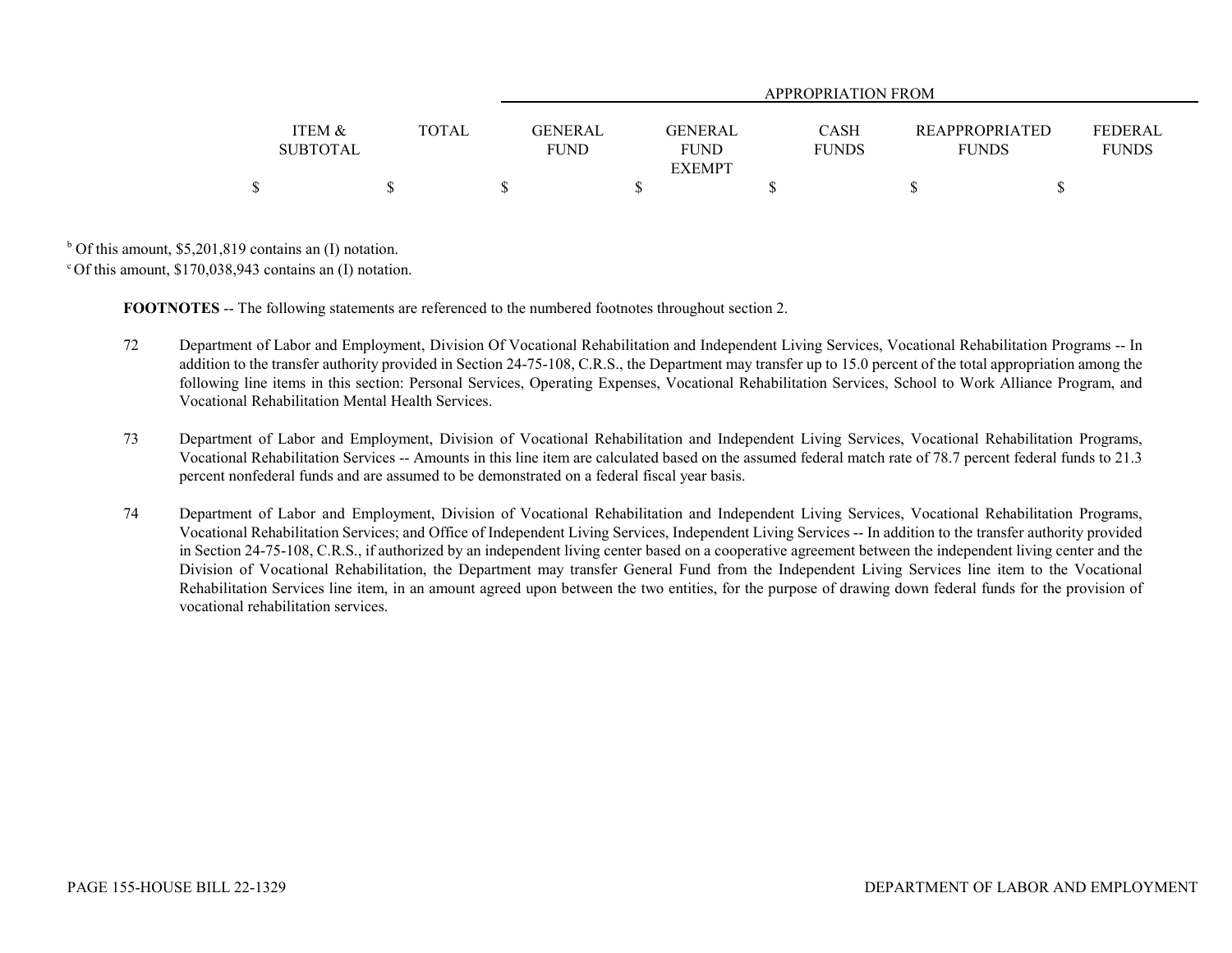| ITEM & SUBTOTAL | TOTAL | GENERAL FUND | GENERAL FUND EXEMPT | CASH FUNDS | REAPPROPRIATED FUNDS | FEDERAL FUNDS |
|---|---|---|---|---|---|---|
| | | APPROPRIATION FROM | | | | |
| $ | $ | $ | $ | $ | $ | $ |

[b] Of this amount, $5,201,819 contains an (I) notation.

[c] Of this amount, $170,038,943 contains an (I) notation.

**FOOTNOTES** -- The following statements are referenced to the numbered footnotes throughout section 2.

72 Department of Labor and Employment, Division Of Vocational Rehabilitation and Independent Living Services, Vocational Rehabilitation Programs -- In addition to the transfer authority provided in Section 24-75-108, C.R.S., the Department may transfer up to 15.0 percent of the total appropriation among the following line items in this section: Personal Services, Operating Expenses, Vocational Rehabilitation Services, School to Work Alliance Program, and Vocational Rehabilitation Mental Health Services.

73 Department of Labor and Employment, Division of Vocational Rehabilitation and Independent Living Services, Vocational Rehabilitation Programs, Vocational Rehabilitation Services -- Amounts in this line item are calculated based on the assumed federal match rate of 78.7 percent federal funds to 21.3 percent nonfederal funds and are assumed to be demonstrated on a federal fiscal year basis.

74 Department of Labor and Employment, Division of Vocational Rehabilitation and Independent Living Services, Vocational Rehabilitation Programs, Vocational Rehabilitation Services; and Office of Independent Living Services, Independent Living Services -- In addition to the transfer authority provided in Section 24-75-108, C.R.S., if authorized by an independent living center based on a cooperative agreement between the independent living center and the Division of Vocational Rehabilitation, the Department may transfer General Fund from the Independent Living Services line item to the Vocational Rehabilitation Services line item, in an amount agreed upon between the two entities, for the purpose of drawing down federal funds for the provision of vocational rehabilitation services.